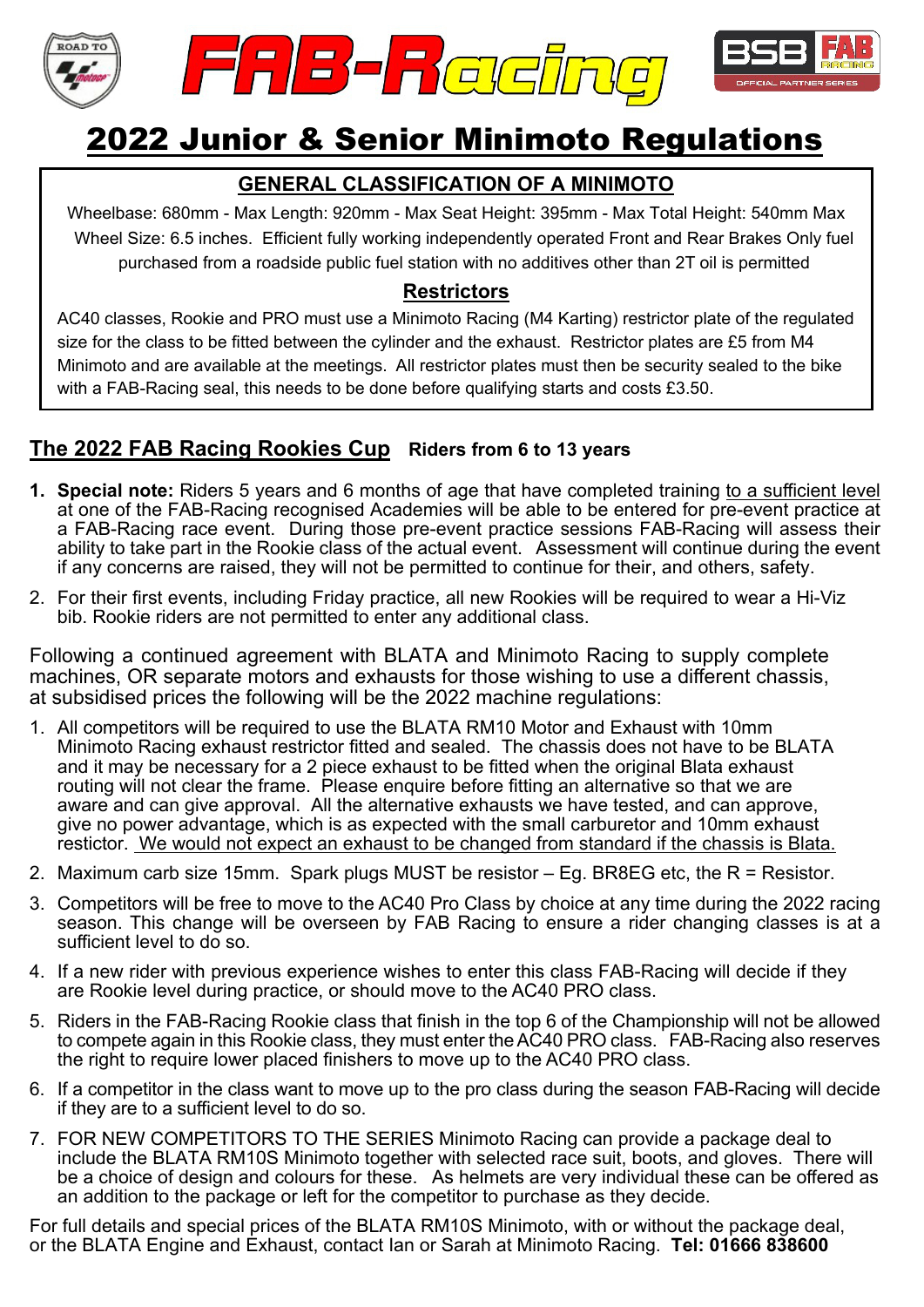# 2022 Junior & Senior Minimoto Regulations

## GENERAL CLASSIFICATION OF A MINIMOTO

Wheelbase: 680mm - Max Length: 920mm - Max Seat Height: 395mm - Max Total Height: 540mm Max Wheel Size: 6.5 inches. Efficient fully working independently operated Front and Rear Brakes Only fuel purchased from a roadside public fuel station with no additives other than 2T oil is permitted

## Restrictors

AC40 classes, Rookie and PRO must use a Minimoto Racing (M4 Karting) restrictor plate of the regulated size for the class to be fitted between the cylinder and the exhaust. Restrictor plates are £5 from M4 Minimoto and are available at the meetings. All restrictor plates must then be security sealed to the bike with a FAB-Racing seal, this needs to be done before qualifying starts and costs £3.50.

## The 2022 FAB Racing Rookies Cup **Riders from 6 to 13 years**

1. **Special note:** Riders 5 years and 6 months of age that have completed training to a sufficient level at one of the FAB-Racing recognised Academies will be able to be entered for pre-event practice at a FAB-Racing race event. During those pre-event practice sessions FAB-Racing will assess their ability to take part in the Rookie class of the actual event. Assessment will continue during the event if any concerns are raised, they will not be permitted to continue for their, and others, safety.
2. For their first events, including Friday practice, all new Rookies will be required to wear a Hi-Viz bib. Rookie riders are not permitted to enter any additional class.

Following a continued agreement with BLATA and Minimoto Racing to supply complete machines, OR separate motors and exhausts for those wishing to use a different chassis, at subsidised prices the following will be the 2022 machine regulations:

1. All competitors will be required to use the BLATA RM10 Motor and Exhaust with 10mm Minimoto Racing exhaust restrictor fitted and sealed. The chassis does not have to be BLATA and it may be necessary for a 2 piece exhaust to be fitted when the original Blata exhaust routing will not clear the frame. Please enquire before fitting an alternative so that we are aware and can give approval. All the alternative exhausts we have tested, and can approve, give no power advantage, which is as expected with the small carburetor and 10mm exhaust restictor. We would not expect an exhaust to be changed from standard if the chassis is Blata.
2. Maximum carb size 15mm. Spark plugs MUST be resistor – Eg. BR8EG etc, the R = Resistor.
3. Competitors will be free to move to the AC40 Pro Class by choice at any time during the 2022 racing season. This change will be overseen by FAB Racing to ensure a rider changing classes is at a sufficient level to do so.
4. If a new rider with previous experience wishes to enter this class FAB-Racing will decide if they are Rookie level during practice, or should move to the AC40 PRO class.
5. Riders in the FAB-Racing Rookie class that finish in the top 6 of the Championship will not be allowed to compete again in this Rookie class, they must enter the AC40 PRO class. FAB-Racing also reserves the right to require lower placed finishers to move up to the AC40 PRO class.
6. If a competitor in the class want to move up to the pro class during the season FAB-Racing will decide if they are to a sufficient level to do so.
7. FOR NEW COMPETITORS TO THE SERIES Minimoto Racing can provide a package deal to include the BLATA RM10S Minimoto together with selected race suit, boots, and gloves. There will be a choice of design and colours for these. As helmets are very individual these can be offered as an addition to the package or left for the competitor to purchase as they decide.

For full details and special prices of the BLATA RM10S Minimoto, with or without the package deal, or the BLATA Engine and Exhaust, contact Ian or Sarah at Minimoto Racing. **Tel: 01666 838600**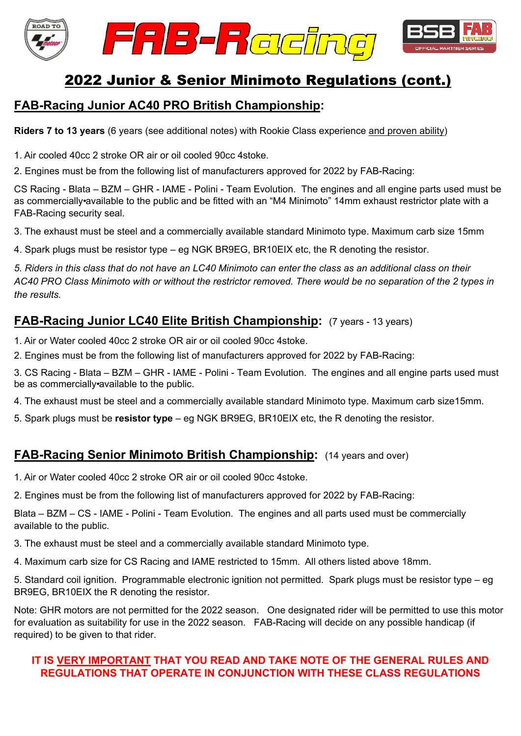# 2022 Junior & Senior Minimoto Regulations (cont.)

## FAB-Racing Junior AC40 PRO British Championship:

**Riders 7 to 13 years** (6 years (see additional notes) with Rookie Class experience and proven ability)

1. Air cooled 40cc 2 stroke OR air or oil cooled 90cc 4stoke.
2. Engines must be from the following list of manufacturers approved for 2022 by FAB-Racing:

CS Racing - Blata – BZM – GHR - IAME - Polini - Team Evolution. The engines and all engine parts used must be as commercially•available to the public and be fitted with an "M4 Minimoto" 14mm exhaust restrictor plate with a FAB-Racing security seal.

3. The exhaust must be steel and a commercially available standard Minimoto type. Maximum carb size 15mm
4. Spark plugs must be resistor type – eg NGK BR9EG, BR10EIX etc, the R denoting the resistor.

*5. Riders in this class that do not have an LC40 Minimoto can enter the class as an additional class on their AC40 PRO Class Minimoto with or without the restrictor removed. There would be no separation of the 2 types in the results.*

## FAB-Racing Junior LC40 Elite British Championship: (7 years - 13 years)

1. Air or Water cooled 40cc 2 stroke OR air or oil cooled 90cc 4stoke.
2. Engines must be from the following list of manufacturers approved for 2022 by FAB-Racing:
3. CS Racing - Blata – BZM – GHR - IAME - Polini - Team Evolution. The engines and all engine parts used must be as commercially•available to the public.
4. The exhaust must be steel and a commercially available standard Minimoto type. Maximum carb size15mm.
5. Spark plugs must be **resistor type** – eg NGK BR9EG, BR10EIX etc, the R denoting the resistor.

## FAB-Racing Senior Minimoto British Championship: (14 years and over)

1. Air or Water cooled 40cc 2 stroke OR air or oil cooled 90cc 4stoke.
2. Engines must be from the following list of manufacturers approved for 2022 by FAB-Racing:

Blata – BZM – CS - IAME - Polini - Team Evolution. The engines and all parts used must be commercially available to the public.

3. The exhaust must be steel and a commercially available standard Minimoto type.
4. Maximum carb size for CS Racing and IAME restricted to 15mm. All others listed above 18mm.
5. Standard coil ignition. Programmable electronic ignition not permitted. Spark plugs must be resistor type – eg BR9EG, BR10EIX the R denoting the resistor.

Note: GHR motors are not permitted for the 2022 season. One designated rider will be permitted to use this motor for evaluation as suitability for use in the 2022 season. FAB-Racing will decide on any possible handicap (if required) to be given to that rider.

**IT IS VERY IMPORTANT THAT YOU READ AND TAKE NOTE OF THE GENERAL RULES AND REGULATIONS THAT OPERATE IN CONJUNCTION WITH THESE CLASS REGULATIONS**